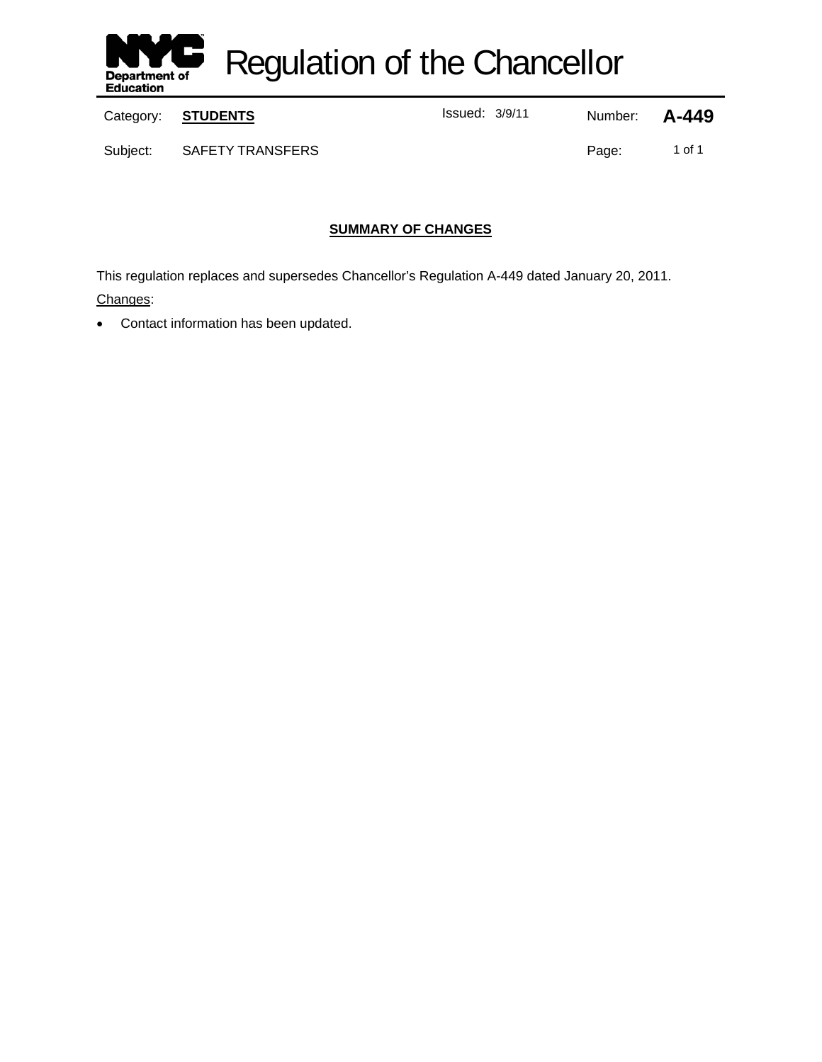# Regulation of the Chancellor

| Category: | **STUDENTS** | Issued: 3/9/11 | Number: | **A-449** |
|---|---|---|---|---|
| Subject: | SAFETY TRANSFERS | | Page: | 1 of 1 |

## SUMMARY OF CHANGES

This regulation replaces and supersedes Chancellor's Regulation A-449 dated January 20, 2011.

Changes:

- Contact information has been updated.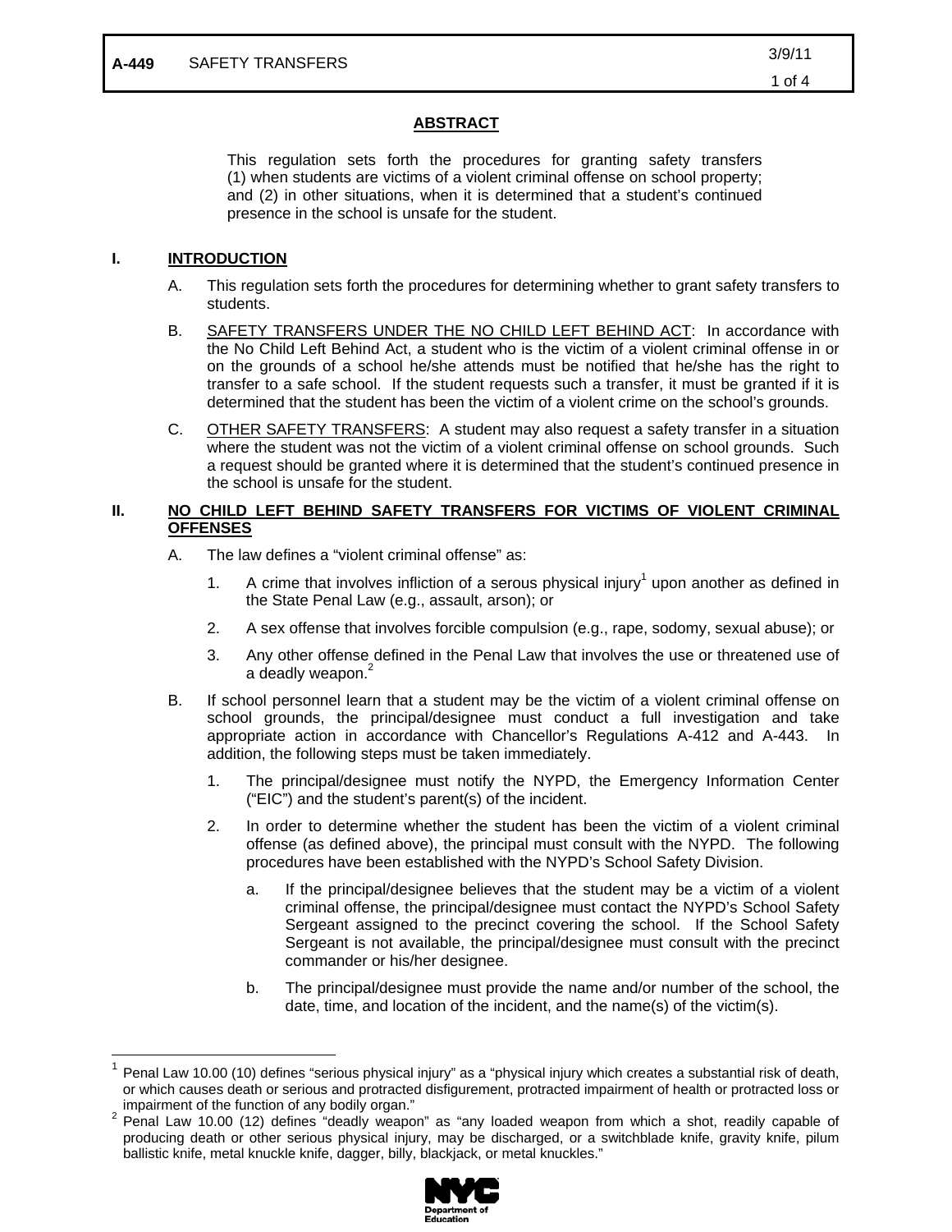**A-449** SAFETY TRANSFERS

## ABSTRACT

This regulation sets forth the procedures for granting safety transfers (1) when students are victims of a violent criminal offense on school property; and (2) in other situations, when it is determined that a student's continued presence in the school is unsafe for the student.

## I. INTRODUCTION

A. This regulation sets forth the procedures for determining whether to grant safety transfers to students.

B. SAFETY TRANSFERS UNDER THE NO CHILD LEFT BEHIND ACT: In accordance with the No Child Left Behind Act, a student who is the victim of a violent criminal offense in or on the grounds of a school he/she attends must be notified that he/she has the right to transfer to a safe school. If the student requests such a transfer, it must be granted if it is determined that the student has been the victim of a violent crime on the school's grounds.

C. OTHER SAFETY TRANSFERS: A student may also request a safety transfer in a situation where the student was not the victim of a violent criminal offense on school grounds. Such a request should be granted where it is determined that the student's continued presence in the school is unsafe for the student.

## II. NO CHILD LEFT BEHIND SAFETY TRANSFERS FOR VICTIMS OF VIOLENT CRIMINAL OFFENSES

A. The law defines a "violent criminal offense" as:

1. A crime that involves infliction of a serous physical injury[1] upon another as defined in the State Penal Law (e.g., assault, arson); or

2. A sex offense that involves forcible compulsion (e.g., rape, sodomy, sexual abuse); or

3. Any other offense defined in the Penal Law that involves the use or threatened use of a deadly weapon.[2]

B. If school personnel learn that a student may be the victim of a violent criminal offense on school grounds, the principal/designee must conduct a full investigation and take appropriate action in accordance with Chancellor's Regulations A-412 and A-443. In addition, the following steps must be taken immediately.

1. The principal/designee must notify the NYPD, the Emergency Information Center ("EIC") and the student's parent(s) of the incident.

2. In order to determine whether the student has been the victim of a violent criminal offense (as defined above), the principal must consult with the NYPD. The following procedures have been established with the NYPD's School Safety Division.

   a. If the principal/designee believes that the student may be a victim of a violent criminal offense, the principal/designee must contact the NYPD's School Safety Sergeant assigned to the precinct covering the school. If the School Safety Sergeant is not available, the principal/designee must consult with the precinct commander or his/her designee.

   b. The principal/designee must provide the name and/or number of the school, the date, time, and location of the incident, and the name(s) of the victim(s).

---

[1] Penal Law 10.00 (10) defines "serious physical injury" as a "physical injury which creates a substantial risk of death, or which causes death or serious and protracted disfigurement, protracted impairment of health or protracted loss or impairment of the function of any bodily organ."

[2] Penal Law 10.00 (12) defines "deadly weapon" as "any loaded weapon from which a shot, readily capable of producing death or other serious physical injury, may be discharged, or a switchblade knife, gravity knife, pilum ballistic knife, metal knuckle knife, dagger, billy, blackjack, or metal knuckles."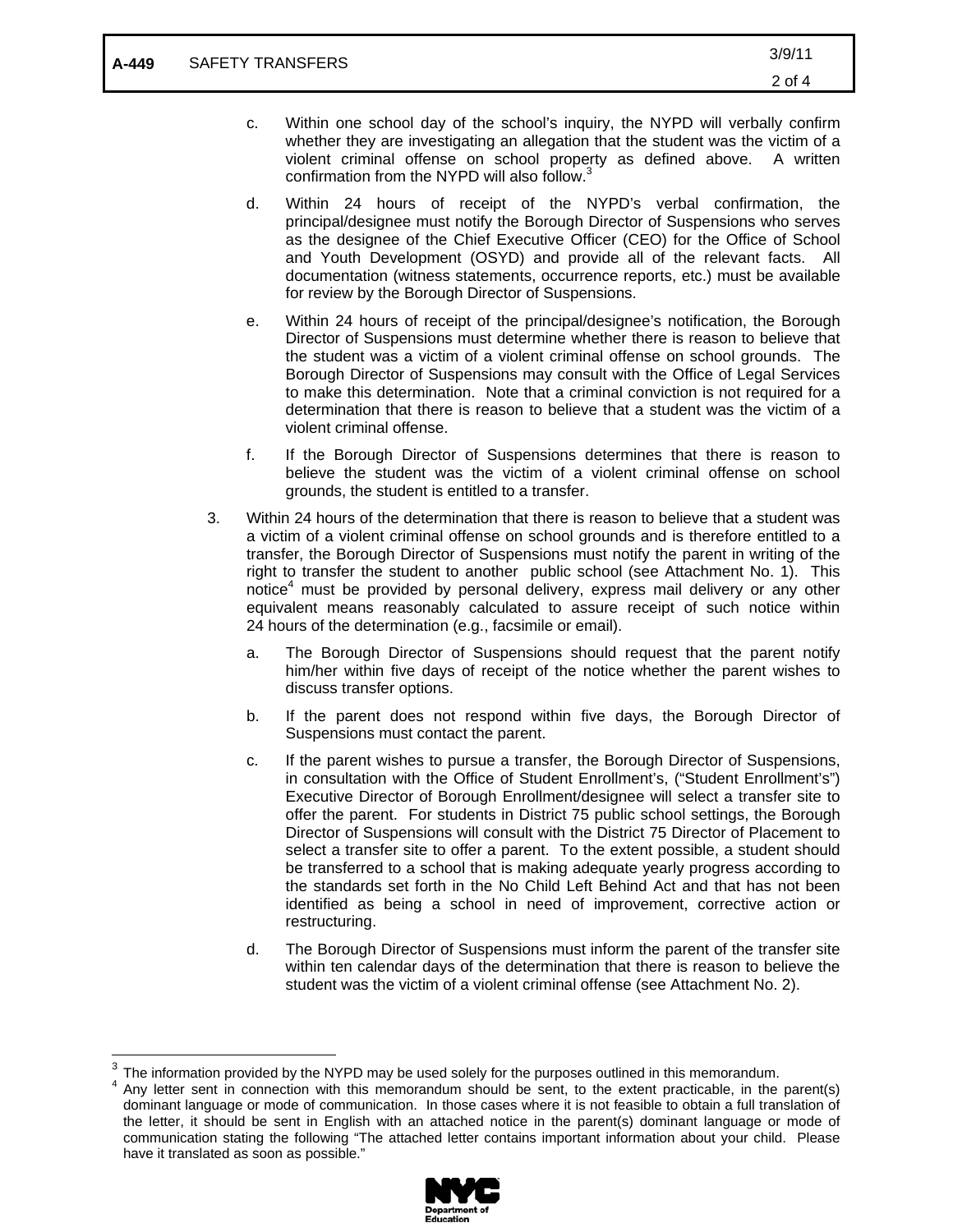c. Within one school day of the school's inquiry, the NYPD will verbally confirm whether they are investigating an allegation that the student was the victim of a violent criminal offense on school property as defined above. A written confirmation from the NYPD will also follow.[3]

d. Within 24 hours of receipt of the NYPD's verbal confirmation, the principal/designee must notify the Borough Director of Suspensions who serves as the designee of the Chief Executive Officer (CEO) for the Office of School and Youth Development (OSYD) and provide all of the relevant facts. All documentation (witness statements, occurrence reports, etc.) must be available for review by the Borough Director of Suspensions.

e. Within 24 hours of receipt of the principal/designee's notification, the Borough Director of Suspensions must determine whether there is reason to believe that the student was a victim of a violent criminal offense on school grounds. The Borough Director of Suspensions may consult with the Office of Legal Services to make this determination. Note that a criminal conviction is not required for a determination that there is reason to believe that a student was the victim of a violent criminal offense.

f. If the Borough Director of Suspensions determines that there is reason to believe the student was the victim of a violent criminal offense on school grounds, the student is entitled to a transfer.

3. Within 24 hours of the determination that there is reason to believe that a student was a victim of a violent criminal offense on school grounds and is therefore entitled to a transfer, the Borough Director of Suspensions must notify the parent in writing of the right to transfer the student to another public school (see Attachment No. 1). This notice[4] must be provided by personal delivery, express mail delivery or any other equivalent means reasonably calculated to assure receipt of such notice within 24 hours of the determination (e.g., facsimile or email).

   a. The Borough Director of Suspensions should request that the parent notify him/her within five days of receipt of the notice whether the parent wishes to discuss transfer options.

   b. If the parent does not respond within five days, the Borough Director of Suspensions must contact the parent.

   c. If the parent wishes to pursue a transfer, the Borough Director of Suspensions, in consultation with the Office of Student Enrollment's, ("Student Enrollment's") Executive Director of Borough Enrollment/designee will select a transfer site to offer the parent. For students in District 75 public school settings, the Borough Director of Suspensions will consult with the District 75 Director of Placement to select a transfer site to offer a parent. To the extent possible, a student should be transferred to a school that is making adequate yearly progress according to the standards set forth in the No Child Left Behind Act and that has not been identified as being a school in need of improvement, corrective action or restructuring.

   d. The Borough Director of Suspensions must inform the parent of the transfer site within ten calendar days of the determination that there is reason to believe the student was the victim of a violent criminal offense (see Attachment No. 2).

---

[3] The information provided by the NYPD may be used solely for the purposes outlined in this memorandum.

[4] Any letter sent in connection with this memorandum should be sent, to the extent practicable, in the parent(s) dominant language or mode of communication. In those cases where it is not feasible to obtain a full translation of the letter, it should be sent in English with an attached notice in the parent(s) dominant language or mode of communication stating the following "The attached letter contains important information about your child. Please have it translated as soon as possible."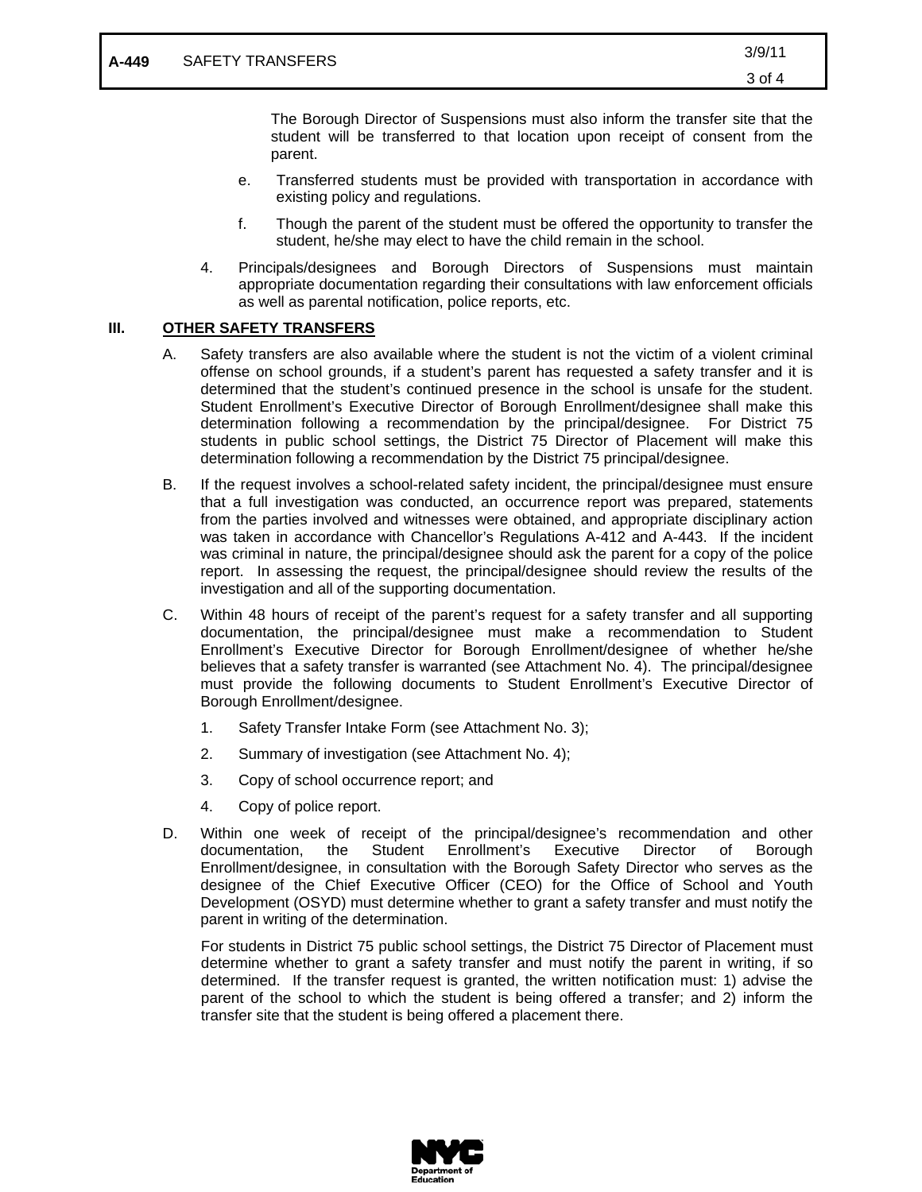The Borough Director of Suspensions must also inform the transfer site that the student will be transferred to that location upon receipt of consent from the parent.

e. Transferred students must be provided with transportation in accordance with existing policy and regulations.

f. Though the parent of the student must be offered the opportunity to transfer the student, he/she may elect to have the child remain in the school.

4. Principals/designees and Borough Directors of Suspensions must maintain appropriate documentation regarding their consultations with law enforcement officials as well as parental notification, police reports, etc.

## III. OTHER SAFETY TRANSFERS

A. Safety transfers are also available where the student is not the victim of a violent criminal offense on school grounds, if a student's parent has requested a safety transfer and it is determined that the student's continued presence in the school is unsafe for the student. Student Enrollment's Executive Director of Borough Enrollment/designee shall make this determination following a recommendation by the principal/designee. For District 75 students in public school settings, the District 75 Director of Placement will make this determination following a recommendation by the District 75 principal/designee.

B. If the request involves a school-related safety incident, the principal/designee must ensure that a full investigation was conducted, an occurrence report was prepared, statements from the parties involved and witnesses were obtained, and appropriate disciplinary action was taken in accordance with Chancellor's Regulations A-412 and A-443. If the incident was criminal in nature, the principal/designee should ask the parent for a copy of the police report. In assessing the request, the principal/designee should review the results of the investigation and all of the supporting documentation.

C. Within 48 hours of receipt of the parent's request for a safety transfer and all supporting documentation, the principal/designee must make a recommendation to Student Enrollment's Executive Director for Borough Enrollment/designee of whether he/she believes that a safety transfer is warranted (see Attachment No. 4). The principal/designee must provide the following documents to Student Enrollment's Executive Director of Borough Enrollment/designee.

1. Safety Transfer Intake Form (see Attachment No. 3);
2. Summary of investigation (see Attachment No. 4);
3. Copy of school occurrence report; and
4. Copy of police report.

D. Within one week of receipt of the principal/designee's recommendation and other documentation, the Student Enrollment's Executive Director of Borough Enrollment/designee, in consultation with the Borough Safety Director who serves as the designee of the Chief Executive Officer (CEO) for the Office of School and Youth Development (OSYD) must determine whether to grant a safety transfer and must notify the parent in writing of the determination.

For students in District 75 public school settings, the District 75 Director of Placement must determine whether to grant a safety transfer and must notify the parent in writing, if so determined. If the transfer request is granted, the written notification must: 1) advise the parent of the school to which the student is being offered a transfer; and 2) inform the transfer site that the student is being offered a placement there.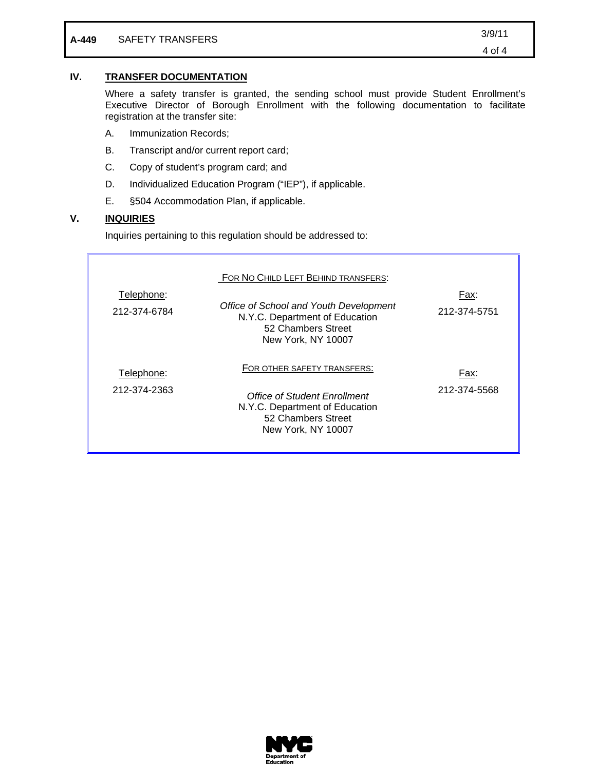## IV. TRANSFER DOCUMENTATION

Where a safety transfer is granted, the sending school must provide Student Enrollment's Executive Director of Borough Enrollment with the following documentation to facilitate registration at the transfer site:

A. Immunization Records;

B. Transcript and/or current report card;

C. Copy of student's program card; and

D. Individualized Education Program ("IEP"), if applicable.

E. §504 Accommodation Plan, if applicable.

## V. INQUIRIES

Inquiries pertaining to this regulation should be addressed to:

| Telephone: | FOR NO CHILD LEFT BEHIND TRANSFERS: | Fax: |
|---|---|---|
| 212-374-6784 | *Office of School and Youth Development*<br>N.Y.C. Department of Education<br>52 Chambers Street<br>New York, NY 10007 | 212-374-5751 |

| Telephone: | FOR OTHER SAFETY TRANSFERS: | Fax: |
|---|---|---|
| 212-374-2363 | *Office of Student Enrollment*<br>N.Y.C. Department of Education<br>52 Chambers Street<br>New York, NY 10007 | 212-374-5568 |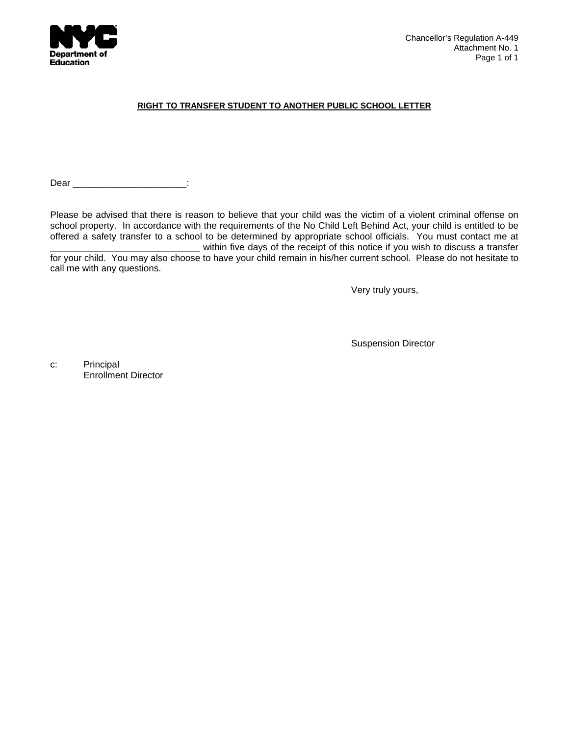Chancellor's Regulation A-449
Attachment No. 1

## RIGHT TO TRANSFER STUDENT TO ANOTHER PUBLIC SCHOOL LETTER

Dear ______________________:

Please be advised that there is reason to believe that your child was the victim of a violent criminal offense on school property. In accordance with the requirements of the No Child Left Behind Act, your child is entitled to be offered a safety transfer to a school to be determined by appropriate school officials. You must contact me at ____________________________ within five days of the receipt of this notice if you wish to discuss a transfer for your child. You may also choose to have your child remain in his/her current school. Please do not hesitate to call me with any questions.

Very truly yours,

Suspension Director

c: Principal
Enrollment Director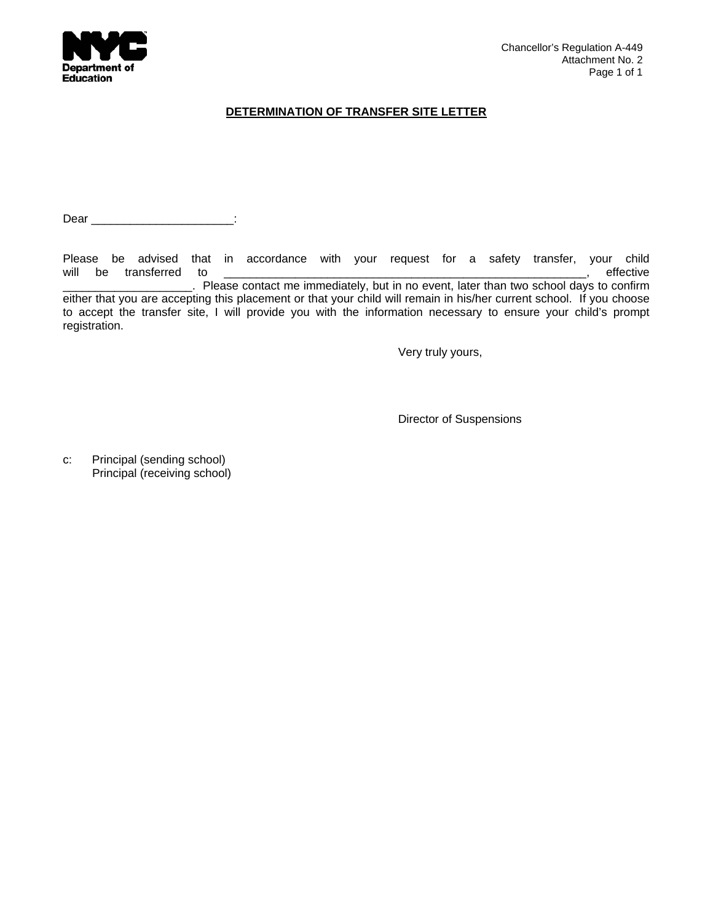Chancellor's Regulation A-449
Attachment No. 2

## DETERMINATION OF TRANSFER SITE LETTER

Dear ______________________:

Please be advised that in accordance with your request for a safety transfer, your child will be transferred to _______________________________________________________, effective ___________________. Please contact me immediately, but in no event, later than two school days to confirm either that you are accepting this placement or that your child will remain in his/her current school. If you choose to accept the transfer site, I will provide you with the information necessary to ensure your child's prompt registration.

Very truly yours,

Director of Suspensions

c: Principal (sending school)
Principal (receiving school)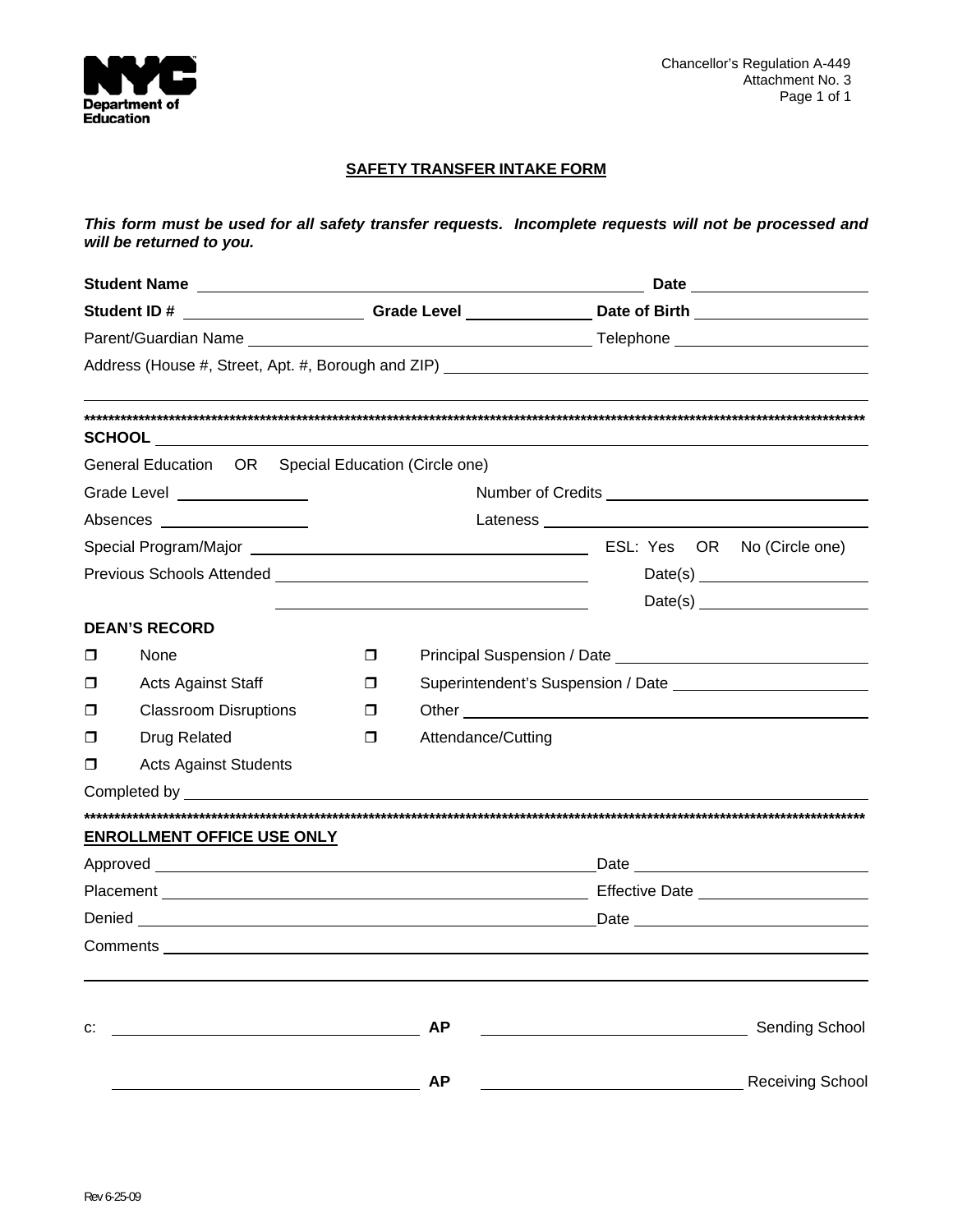Chancellor's Regulation A-449
Attachment No. 3

# SAFETY TRANSFER INTAKE FORM

***This form must be used for all safety transfer requests. Incomplete requests will not be processed and will be returned to you.***

**Student Name** ______________________________ **Date** ______________

**Student ID #** ______________ **Grade Level** __________ **Date of Birth** ______________

Parent/Guardian Name ______________________________ Telephone ______________

Address (House #, Street, Apt. #, Borough and ZIP) ______________________________

______________________________________________________________

**************************************************************************************************************************************

**SCHOOL** ______________________________________________________________

General Education OR Special Education (Circle one)

Grade Level ____________ Number of Credits ______________________

Absences ____________ Lateness ______________________

Special Program/Major ______________________ ESL: Yes OR No (Circle one)

Previous Schools Attended ______________________ Date(s) ______________

______________________ Date(s) ______________

**DEAN'S RECORD**

- ❐ None
- ❐ Acts Against Staff
- ❐ Classroom Disruptions
- ❐ Drug Related
- ❐ Acts Against Students
- ❐ Principal Suspension / Date ______________________
- ❐ Superintendent's Suspension / Date ______________________
- ❐ Other ______________________
- ❐ Attendance/Cutting

Completed by ______________________________________________________________

**************************************************************************************************************************************

**ENROLLMENT OFFICE USE ONLY**

Approved ______________________________ Date ______________________

Placement ______________________________ Effective Date ______________

Denied ______________________________ Date ______________________

Comments ______________________________________________________________

______________________________________________________________

c: ______________________ **AP** ______________________ Sending School

______________________ **AP** ______________________ Receiving School

Rev 6-25-09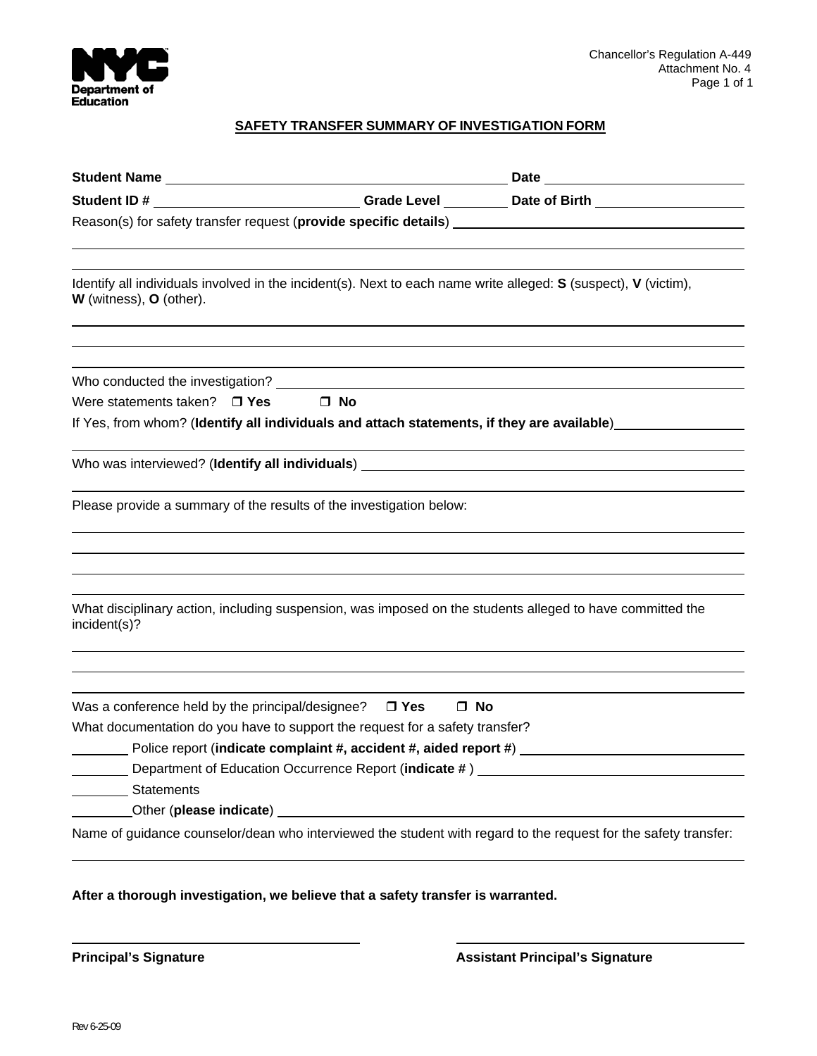NYC Department of Education

Chancellor's Regulation A-449
Attachment No. 4

## SAFETY TRANSFER SUMMARY OF INVESTIGATION FORM

**Student Name** ______________________________ **Date** ____________________

**Student ID #** ____________________ **Grade Level** ________ **Date of Birth** ________________

Reason(s) for safety transfer request (**provide specific details**) ______________________________

______________________________________________________________________________

______________________________________________________________________________

Identify all individuals involved in the incident(s). Next to each name write alleged: **S** (suspect), **V** (victim), **W** (witness), **O** (other).

______________________________________________________________________________

______________________________________________________________________________

______________________________________________________________________________

Who conducted the investigation? ______________________________________________

Were statements taken? ☐ **Yes** ☐ **No**

If Yes, from whom? (**Identify all individuals and attach statements, if they are available**) ____________

______________________________________________________________________________

Who was interviewed? (**Identify all individuals**) ______________________________________

______________________________________________________________________________

Please provide a summary of the results of the investigation below:

______________________________________________________________________________

______________________________________________________________________________

______________________________________________________________________________

______________________________________________________________________________

What disciplinary action, including suspension, was imposed on the students alleged to have committed the incident(s)?

______________________________________________________________________________

______________________________________________________________________________

______________________________________________________________________________

Was a conference held by the principal/designee? ☐ **Yes** ☐ **No**

What documentation do you have to support the request for a safety transfer?

________ Police report (**indicate complaint #, accident #, aided report #**) ____________________

________ Department of Education Occurrence Report (**indicate #** ) ____________________

________ Statements

________ Other (**please indicate**) ______________________________________________

Name of guidance counselor/dean who interviewed the student with regard to the request for the safety transfer:

______________________________________________________________________________

**After a thorough investigation, we believe that a safety transfer is warranted.**

______________________________ ______________________________

**Principal's Signature** **Assistant Principal's Signature**

Rev 6-25-09